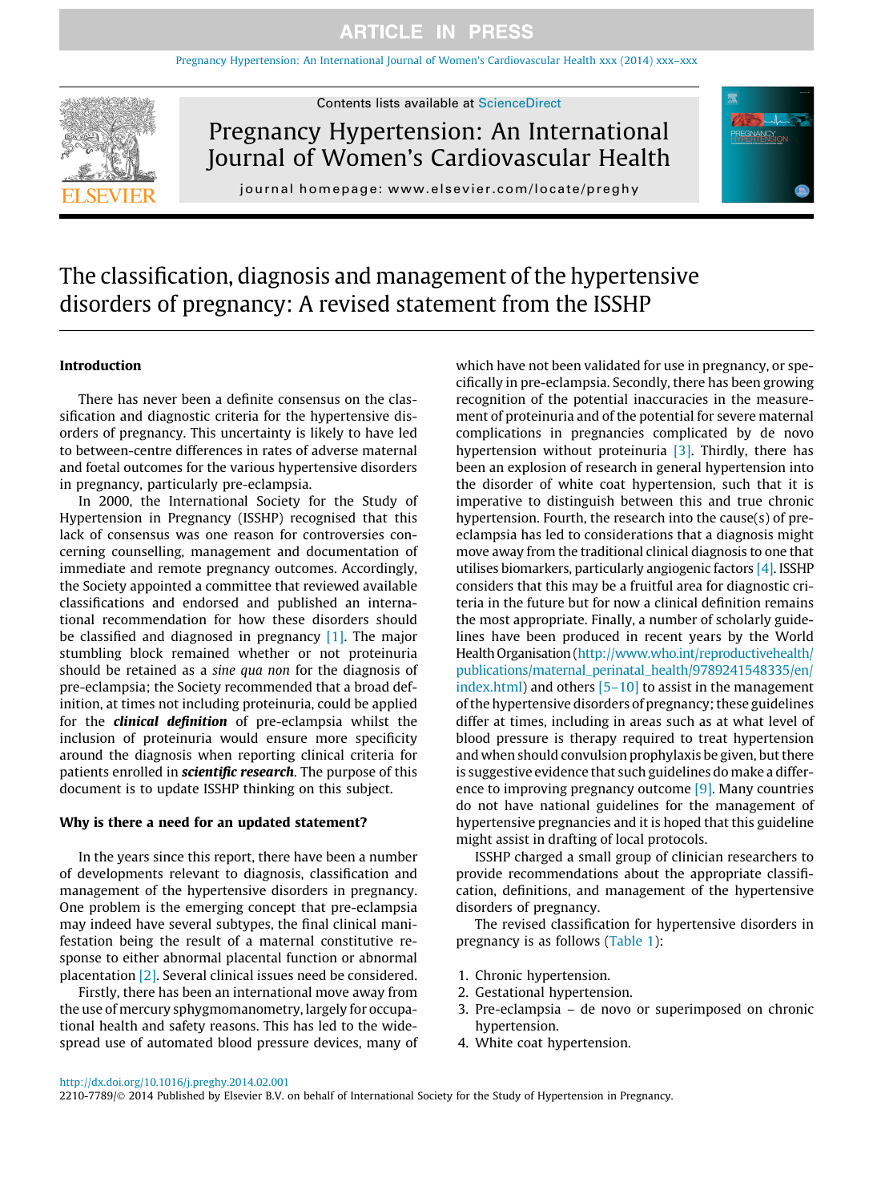# The classification, diagnosis and management of the hypertensive disorders of pregnancy: A revised statement from the ISSHP

## Introduction

There has never been a definite consensus on the classification and diagnostic criteria for the hypertensive disorders of pregnancy. This uncertainty is likely to have led to between-centre differences in rates of adverse maternal and foetal outcomes for the various hypertensive disorders in pregnancy, particularly pre-eclampsia.

In 2000, the International Society for the Study of Hypertension in Pregnancy (ISSHP) recognised that this lack of consensus was one reason for controversies concerning counselling, management and documentation of immediate and remote pregnancy outcomes. Accordingly, the Society appointed a committee that reviewed available classifications and endorsed and published an international recommendation for how these disorders should be classified and diagnosed in pregnancy [1]. The major stumbling block remained whether or not proteinuria should be retained as a *sine qua non* for the diagnosis of pre-eclampsia; the Society recommended that a broad definition, at times not including proteinuria, could be applied for the ***clinical definition*** of pre-eclampsia whilst the inclusion of proteinuria would ensure more specificity around the diagnosis when reporting clinical criteria for patients enrolled in ***scientific research***. The purpose of this document is to update ISSHP thinking on this subject.

## Why is there a need for an updated statement?

In the years since this report, there have been a number of developments relevant to diagnosis, classification and management of the hypertensive disorders in pregnancy. One problem is the emerging concept that pre-eclampsia may indeed have several subtypes, the final clinical manifestation being the result of a maternal constitutive response to either abnormal placental function or abnormal placentation [2]. Several clinical issues need be considered.

Firstly, there has been an international move away from the use of mercury sphygmomanometry, largely for occupational health and safety reasons. This has led to the widespread use of automated blood pressure devices, many of which have not been validated for use in pregnancy, or specifically in pre-eclampsia. Secondly, there has been growing recognition of the potential inaccuracies in the measurement of proteinuria and of the potential for severe maternal complications in pregnancies complicated by de novo hypertension without proteinuria [3]. Thirdly, there has been an explosion of research in general hypertension into the disorder of white coat hypertension, such that it is imperative to distinguish between this and true chronic hypertension. Fourth, the research into the cause(s) of pre-eclampsia has led to considerations that a diagnosis might move away from the traditional clinical diagnosis to one that utilises biomarkers, particularly angiogenic factors [4]. ISSHP considers that this may be a fruitful area for diagnostic criteria in the future but for now a clinical definition remains the most appropriate. Finally, a number of scholarly guidelines have been produced in recent years by the World Health Organisation (http://www.who.int/reproductivehealth/publications/maternal_perinatal_health/9789241548335/en/index.html) and others [5–10] to assist in the management of the hypertensive disorders of pregnancy; these guidelines differ at times, including in areas such as at what level of blood pressure is therapy required to treat hypertension and when should convulsion prophylaxis be given, but there is suggestive evidence that such guidelines do make a difference to improving pregnancy outcome [9]. Many countries do not have national guidelines for the management of hypertensive pregnancies and it is hoped that this guideline might assist in drafting of local protocols.

ISSHP charged a small group of clinician researchers to provide recommendations about the appropriate classification, definitions, and management of the hypertensive disorders of pregnancy.

The revised classification for hypertensive disorders in pregnancy is as follows (Table 1):

1. Chronic hypertension.
2. Gestational hypertension.
3. Pre-eclampsia – de novo or superimposed on chronic hypertension.
4. White coat hypertension.

http://dx.doi.org/10.1016/j.preghy.2014.02.001
2210-7789/© 2014 Published by Elsevier B.V. on behalf of International Society for the Study of Hypertension in Pregnancy.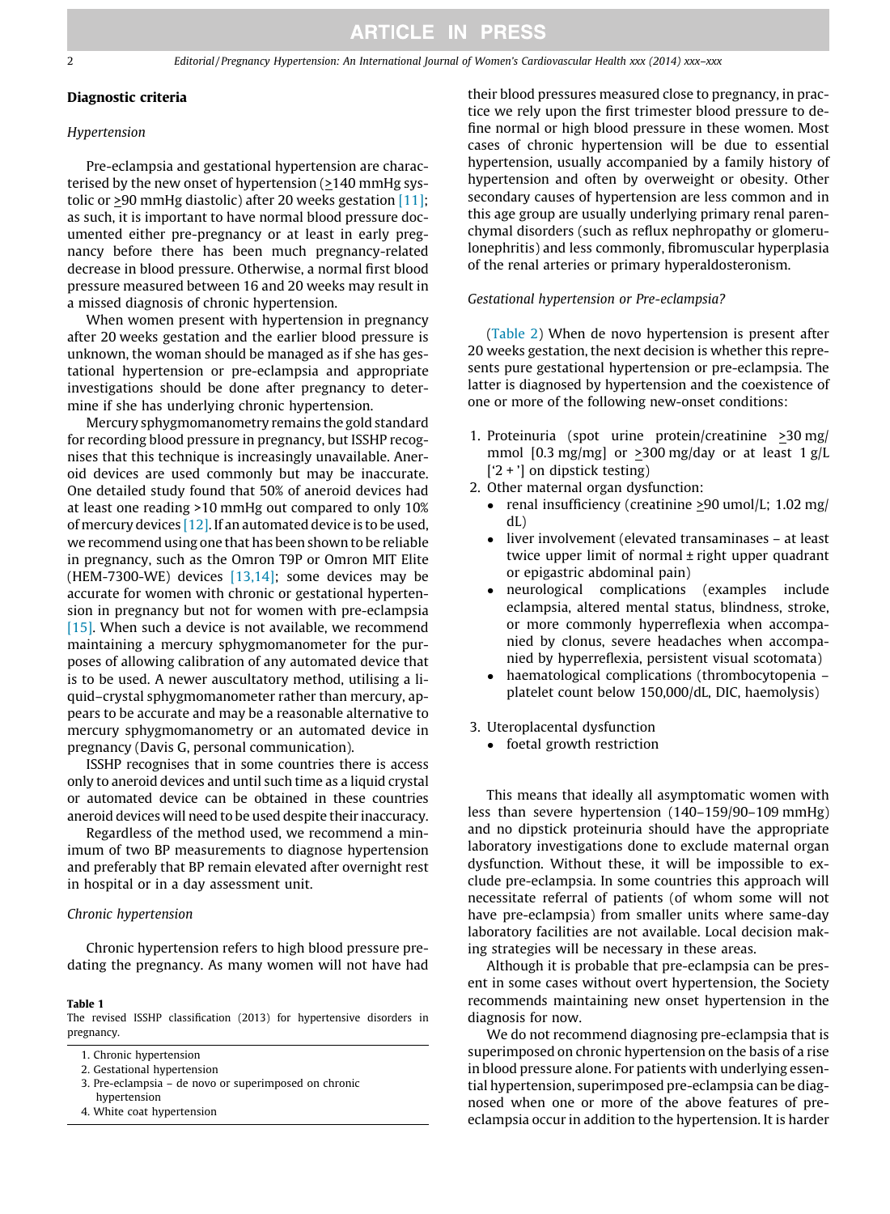## Diagnostic criteria

### *Hypertension*

Pre-eclampsia and gestational hypertension are characterised by the new onset of hypertension (≥140 mmHg systolic or ≥90 mmHg diastolic) after 20 weeks gestation [11]; as such, it is important to have normal blood pressure documented either pre-pregnancy or at least in early pregnancy before there has been much pregnancy-related decrease in blood pressure. Otherwise, a normal first blood pressure measured between 16 and 20 weeks may result in a missed diagnosis of chronic hypertension.

When women present with hypertension in pregnancy after 20 weeks gestation and the earlier blood pressure is unknown, the woman should be managed as if she has gestational hypertension or pre-eclampsia and appropriate investigations should be done after pregnancy to determine if she has underlying chronic hypertension.

Mercury sphygmomanometry remains the gold standard for recording blood pressure in pregnancy, but ISSHP recognises that this technique is increasingly unavailable. Aneroid devices are used commonly but may be inaccurate. One detailed study found that 50% of aneroid devices had at least one reading >10 mmHg out compared to only 10% of mercury devices [12]. If an automated device is to be used, we recommend using one that has been shown to be reliable in pregnancy, such as the Omron T9P or Omron MIT Elite (HEM-7300-WE) devices [13,14]; some devices may be accurate for women with chronic or gestational hypertension in pregnancy but not for women with pre-eclampsia [15]. When such a device is not available, we recommend maintaining a mercury sphygmomanometer for the purposes of allowing calibration of any automated device that is to be used. A newer auscultatory method, utilising a liquid–crystal sphygmomanometer rather than mercury, appears to be accurate and may be a reasonable alternative to mercury sphygmomanometry or an automated device in pregnancy (Davis G, personal communication).

ISSHP recognises that in some countries there is access only to aneroid devices and until such time as a liquid crystal or automated device can be obtained in these countries aneroid devices will need to be used despite their inaccuracy.

Regardless of the method used, we recommend a minimum of two BP measurements to diagnose hypertension and preferably that BP remain elevated after overnight rest in hospital or in a day assessment unit.

### *Chronic hypertension*

Chronic hypertension refers to high blood pressure predating the pregnancy. As many women will not have had their blood pressures measured close to pregnancy, in practice we rely upon the first trimester blood pressure to define normal or high blood pressure in these women. Most cases of chronic hypertension will be due to essential hypertension, usually accompanied by a family history of hypertension and often by overweight or obesity. Other secondary causes of hypertension are less common and in this age group are usually underlying primary renal parenchymal disorders (such as reflux nephropathy or glomerulonephritis) and less commonly, fibromuscular hyperplasia of the renal arteries or primary hyperaldosteronism.

**Table 1**
The revised ISSHP classification (2013) for hypertensive disorders in pregnancy.

| |
|---|
| 1. Chronic hypertension |
| 2. Gestational hypertension |
| 3. Pre-eclampsia – de novo or superimposed on chronic hypertension |
| 4. White coat hypertension |

### *Gestational hypertension or Pre-eclampsia?*

(Table 2) When de novo hypertension is present after 20 weeks gestation, the next decision is whether this represents pure gestational hypertension or pre-eclampsia. The latter is diagnosed by hypertension and the coexistence of one or more of the following new-onset conditions:

1. Proteinuria (spot urine protein/creatinine ≥30 mg/mmol [0.3 mg/mg] or ≥300 mg/day or at least 1 g/L ['2 + '] on dipstick testing)
2. Other maternal organ dysfunction:
   - renal insufficiency (creatinine ≥90 umol/L; 1.02 mg/dL)
   - liver involvement (elevated transaminases – at least twice upper limit of normal ± right upper quadrant or epigastric abdominal pain)
   - neurological complications (examples include eclampsia, altered mental status, blindness, stroke, or more commonly hyperreflexia when accompanied by clonus, severe headaches when accompanied by hyperreflexia, persistent visual scotomata)
   - haematological complications (thrombocytopenia – platelet count below 150,000/dL, DIC, haemolysis)
3. Uteroplacental dysfunction
   - foetal growth restriction

This means that ideally all asymptomatic women with less than severe hypertension (140–159/90–109 mmHg) and no dipstick proteinuria should have the appropriate laboratory investigations done to exclude maternal organ dysfunction. Without these, it will be impossible to exclude pre-eclampsia. In some countries this approach will necessitate referral of patients (of whom some will not have pre-eclampsia) from smaller units where same-day laboratory facilities are not available. Local decision making strategies will be necessary in these areas.

Although it is probable that pre-eclampsia can be present in some cases without overt hypertension, the Society recommends maintaining new onset hypertension in the diagnosis for now.

We do not recommend diagnosing pre-eclampsia that is superimposed on chronic hypertension on the basis of a rise in blood pressure alone. For patients with underlying essential hypertension, superimposed pre-eclampsia can be diagnosed when one or more of the above features of pre-eclampsia occur in addition to the hypertension. It is harder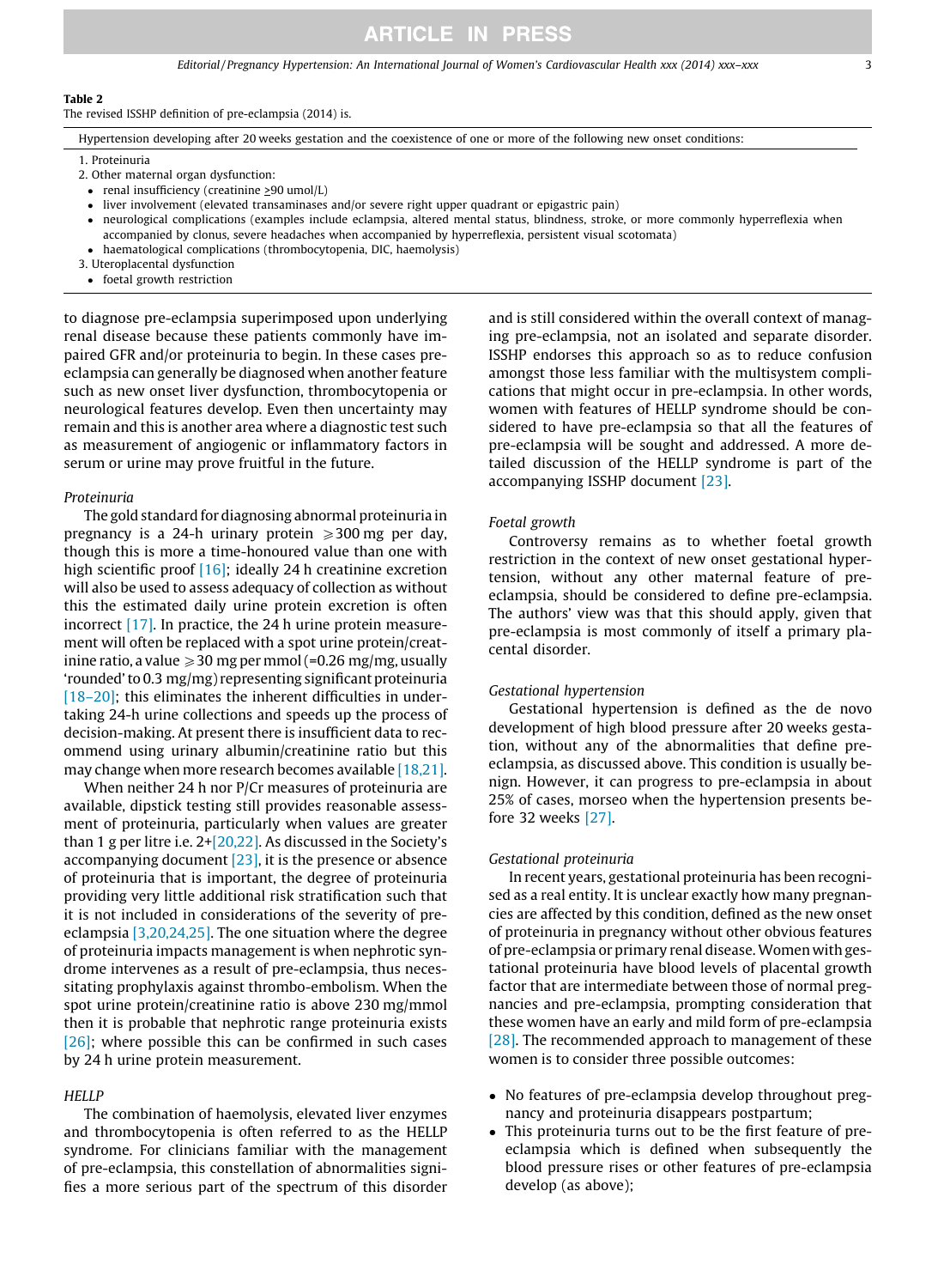**Table 2**
The revised ISSHP definition of pre-eclampsia (2014) is.

Hypertension developing after 20 weeks gestation and the coexistence of one or more of the following new onset conditions:

1. Proteinuria
2. Other maternal organ dysfunction:
   - renal insufficiency (creatinine ≥90 umol/L)
   - liver involvement (elevated transaminases and/or severe right upper quadrant or epigastric pain)
   - neurological complications (examples include eclampsia, altered mental status, blindness, stroke, or more commonly hyperreflexia when accompanied by clonus, severe headaches when accompanied by hyperreflexia, persistent visual scotomata)
   - haematological complications (thrombocytopenia, DIC, haemolysis)
3. Uteroplacental dysfunction
   - foetal growth restriction

to diagnose pre-eclampsia superimposed upon underlying renal disease because these patients commonly have impaired GFR and/or proteinuria to begin. In these cases pre-eclampsia can generally be diagnosed when another feature such as new onset liver dysfunction, thrombocytopenia or neurological features develop. Even then uncertainty may remain and this is another area where a diagnostic test such as measurement of angiogenic or inflammatory factors in serum or urine may prove fruitful in the future.

*Proteinuria*

The gold standard for diagnosing abnormal proteinuria in pregnancy is a 24-h urinary protein ⩾300 mg per day, though this is more a time-honoured value than one with high scientific proof [16]; ideally 24 h creatinine excretion will also be used to assess adequacy of collection as without this the estimated daily urine protein excretion is often incorrect [17]. In practice, the 24 h urine protein measurement will often be replaced with a spot urine protein/creatinine ratio, a value ⩾30 mg per mmol (=0.26 mg/mg, usually 'rounded' to 0.3 mg/mg) representing significant proteinuria [18–20]; this eliminates the inherent difficulties in undertaking 24-h urine collections and speeds up the process of decision-making. At present there is insufficient data to recommend using urinary albumin/creatinine ratio but this may change when more research becomes available [18,21].

When neither 24 h nor P/Cr measures of proteinuria are available, dipstick testing still provides reasonable assessment of proteinuria, particularly when values are greater than 1 g per litre i.e. 2+[20,22]. As discussed in the Society's accompanying document [23], it is the presence or absence of proteinuria that is important, the degree of proteinuria providing very little additional risk stratification such that it is not included in considerations of the severity of pre-eclampsia [3,20,24,25]. The one situation where the degree of proteinuria impacts management is when nephrotic syndrome intervenes as a result of pre-eclampsia, thus necessitating prophylaxis against thrombo-embolism. When the spot urine protein/creatinine ratio is above 230 mg/mmol then it is probable that nephrotic range proteinuria exists [26]; where possible this can be confirmed in such cases by 24 h urine protein measurement.

*HELLP*

The combination of haemolysis, elevated liver enzymes and thrombocytopenia is often referred to as the HELLP syndrome. For clinicians familiar with the management of pre-eclampsia, this constellation of abnormalities signifies a more serious part of the spectrum of this disorder and is still considered within the overall context of managing pre-eclampsia, not an isolated and separate disorder. ISSHP endorses this approach so as to reduce confusion amongst those less familiar with the multisystem complications that might occur in pre-eclampsia. In other words, women with features of HELLP syndrome should be considered to have pre-eclampsia so that all the features of pre-eclampsia will be sought and addressed. A more detailed discussion of the HELLP syndrome is part of the accompanying ISSHP document [23].

*Foetal growth*

Controversy remains as to whether foetal growth restriction in the context of new onset gestational hypertension, without any other maternal feature of pre-eclampsia, should be considered to define pre-eclampsia. The authors' view was that this should apply, given that pre-eclampsia is most commonly of itself a primary placental disorder.

*Gestational hypertension*

Gestational hypertension is defined as the de novo development of high blood pressure after 20 weeks gestation, without any of the abnormalities that define pre-eclampsia, as discussed above. This condition is usually benign. However, it can progress to pre-eclampsia in about 25% of cases, morseo when the hypertension presents before 32 weeks [27].

*Gestational proteinuria*

In recent years, gestational proteinuria has been recognised as a real entity. It is unclear exactly how many pregnancies are affected by this condition, defined as the new onset of proteinuria in pregnancy without other obvious features of pre-eclampsia or primary renal disease. Women with gestational proteinuria have blood levels of placental growth factor that are intermediate between those of normal pregnancies and pre-eclampsia, prompting consideration that these women have an early and mild form of pre-eclampsia [28]. The recommended approach to management of these women is to consider three possible outcomes:

- No features of pre-eclampsia develop throughout pregnancy and proteinuria disappears postpartum;
- This proteinuria turns out to be the first feature of pre-eclampsia which is defined when subsequently the blood pressure rises or other features of pre-eclampsia develop (as above);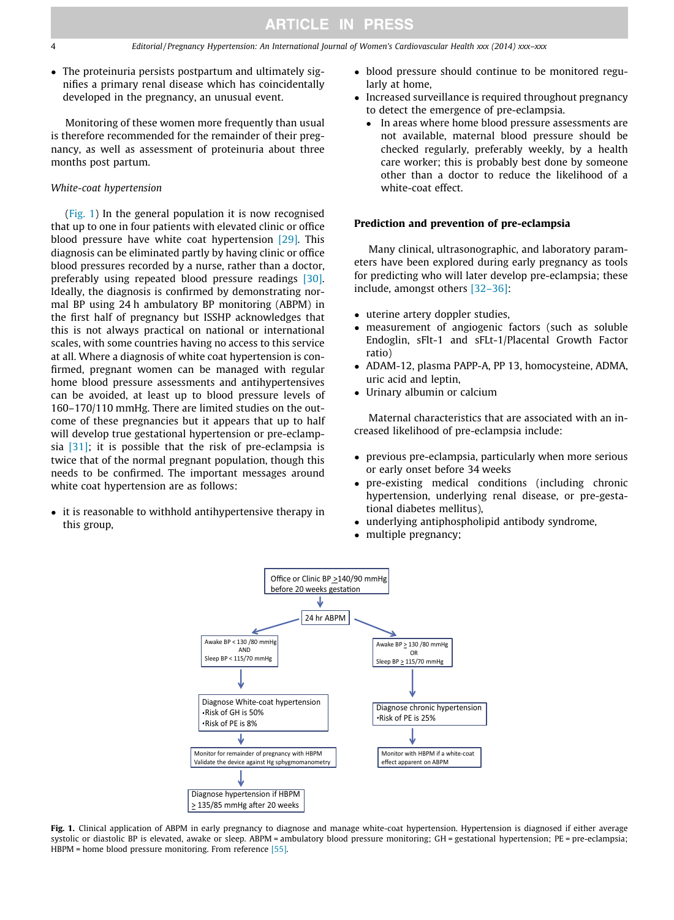- The proteinuria persists postpartum and ultimately signifies a primary renal disease which has coincidentally developed in the pregnancy, an unusual event.

Monitoring of these women more frequently than usual is therefore recommended for the remainder of their pregnancy, as well as assessment of proteinuria about three months post partum.

*White-coat hypertension*

(Fig. 1) In the general population it is now recognised that up to one in four patients with elevated clinic or office blood pressure have white coat hypertension [29]. This diagnosis can be eliminated partly by having clinic or office blood pressures recorded by a nurse, rather than a doctor, preferably using repeated blood pressure readings [30]. Ideally, the diagnosis is confirmed by demonstrating normal BP using 24 h ambulatory BP monitoring (ABPM) in the first half of pregnancy but ISSHP acknowledges that this is not always practical on national or international scales, with some countries having no access to this service at all. Where a diagnosis of white coat hypertension is confirmed, pregnant women can be managed with regular home blood pressure assessments and antihypertensives can be avoided, at least up to blood pressure levels of 160–170/110 mmHg. There are limited studies on the outcome of these pregnancies but it appears that up to half will develop true gestational hypertension or pre-eclampsia [31]; it is possible that the risk of pre-eclampsia is twice that of the normal pregnant population, though this needs to be confirmed. The important messages around white coat hypertension are as follows:

- it is reasonable to withhold antihypertensive therapy in this group,
- blood pressure should continue to be monitored regularly at home,
- Increased surveillance is required throughout pregnancy to detect the emergence of pre-eclampsia.
  - In areas where home blood pressure assessments are not available, maternal blood pressure should be checked regularly, preferably weekly, by a health care worker; this is probably best done by someone other than a doctor to reduce the likelihood of a white-coat effect.

## Prediction and prevention of pre-eclampsia

Many clinical, ultrasonographic, and laboratory parameters have been explored during early pregnancy as tools for predicting who will later develop pre-eclampsia; these include, amongst others [32–36]:

- uterine artery doppler studies,
- measurement of angiogenic factors (such as soluble Endoglin, sFlt-1 and sFlt-1/Placental Growth Factor ratio)
- ADAM-12, plasma PAPP-A, PP 13, homocysteine, ADMA, uric acid and leptin,
- Urinary albumin or calcium

Maternal characteristics that are associated with an increased likelihood of pre-eclampsia include:

- previous pre-eclampsia, particularly when more serious or early onset before 34 weeks
- pre-existing medical conditions (including chronic hypertension, underlying renal disease, or pre-gestational diabetes mellitus),
- underlying antiphospholipid antibody syndrome,
- multiple pregnancy;

Office or Clinic BP ≥140/90 mmHg before 20 weeks gestation

→ 24 hr ABPM

- Awake BP < 130 /80 mmHg AND Sleep BP < 115/70 mmHg → Diagnose White-coat hypertension •Risk of GH is 50% •Risk of PE is 8% → Monitor for remainder of pregnancy with HBPM Validate the device against Hg sphygmomanometry → Diagnose hypertension if HBPM ≥ 135/85 mmHg after 20 weeks
- Awake BP ≥ 130 /80 mmHg OR Sleep BP ≥ 115/70 mmHg → Diagnose chronic hypertension •Risk of PE is 25% → Monitor with HBPM if a white-coat effect apparent on ABPM

**Fig. 1.** Clinical application of ABPM in early pregnancy to diagnose and manage white-coat hypertension. Hypertension is diagnosed if either average systolic or diastolic BP is elevated, awake or sleep. ABPM = ambulatory blood pressure monitoring; GH = gestational hypertension; PE = pre-eclampsia; HBPM = home blood pressure monitoring. From reference [55].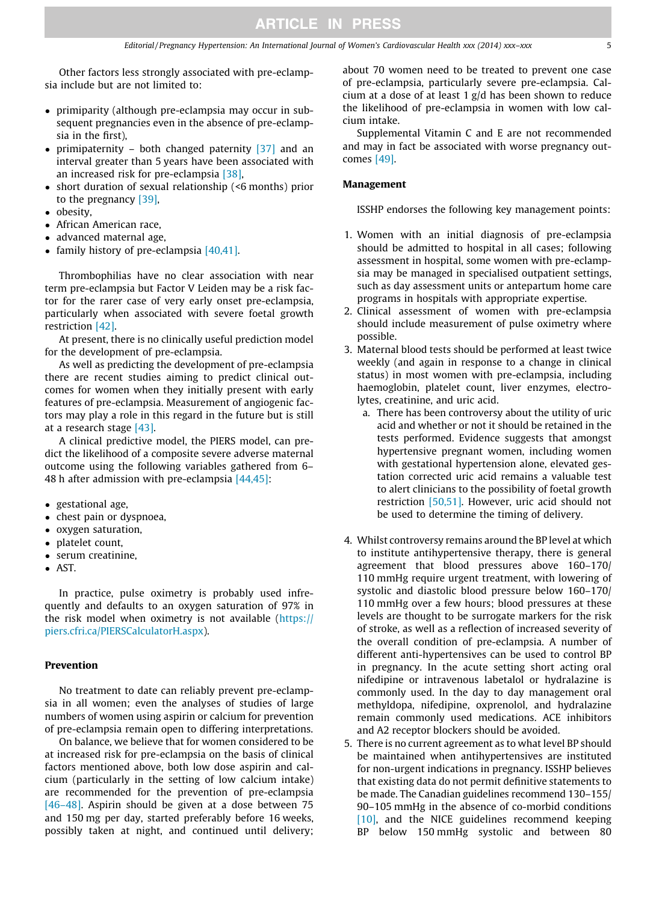Other factors less strongly associated with pre-eclampsia include but are not limited to:

- primiparity (although pre-eclampsia may occur in subsequent pregnancies even in the absence of pre-eclampsia in the first),
- primipaternity – both changed paternity [37] and an interval greater than 5 years have been associated with an increased risk for pre-eclampsia [38],
- short duration of sexual relationship (<6 months) prior to the pregnancy [39],
- obesity,
- African American race,
- advanced maternal age,
- family history of pre-eclampsia [40,41].

Thrombophilias have no clear association with near term pre-eclampsia but Factor V Leiden may be a risk factor for the rarer case of very early onset pre-eclampsia, particularly when associated with severe foetal growth restriction [42].

At present, there is no clinically useful prediction model for the development of pre-eclampsia.

As well as predicting the development of pre-eclampsia there are recent studies aiming to predict clinical outcomes for women when they initially present with early features of pre-eclampsia. Measurement of angiogenic factors may play a role in this regard in the future but is still at a research stage [43].

A clinical predictive model, the PIERS model, can predict the likelihood of a composite severe adverse maternal outcome using the following variables gathered from 6–48 h after admission with pre-eclampsia [44,45]:

- gestational age,
- chest pain or dyspnoea,
- oxygen saturation,
- platelet count,
- serum creatinine,
- AST.

In practice, pulse oximetry is probably used infrequently and defaults to an oxygen saturation of 97% in the risk model when oximetry is not available (https://piers.cfri.ca/PIERSCalculatorH.aspx).

## Prevention

No treatment to date can reliably prevent pre-eclampsia in all women; even the analyses of studies of large numbers of women using aspirin or calcium for prevention of pre-eclampsia remain open to differing interpretations.

On balance, we believe that for women considered to be at increased risk for pre-eclampsia on the basis of clinical factors mentioned above, both low dose aspirin and calcium (particularly in the setting of low calcium intake) are recommended for the prevention of pre-eclampsia [46–48]. Aspirin should be given at a dose between 75 and 150 mg per day, started preferably before 16 weeks, possibly taken at night, and continued until delivery; about 70 women need to be treated to prevent one case of pre-eclampsia, particularly severe pre-eclampsia. Calcium at a dose of at least 1 g/d has been shown to reduce the likelihood of pre-eclampsia in women with low calcium intake.

Supplemental Vitamin C and E are not recommended and may in fact be associated with worse pregnancy outcomes [49].

## Management

ISSHP endorses the following key management points:

1. Women with an initial diagnosis of pre-eclampsia should be admitted to hospital in all cases; following assessment in hospital, some women with pre-eclampsia may be managed in specialised outpatient settings, such as day assessment units or antepartum home care programs in hospitals with appropriate expertise.
2. Clinical assessment of women with pre-eclampsia should include measurement of pulse oximetry where possible.
3. Maternal blood tests should be performed at least twice weekly (and again in response to a change in clinical status) in most women with pre-eclampsia, including haemoglobin, platelet count, liver enzymes, electrolytes, creatinine, and uric acid.
   a. There has been controversy about the utility of uric acid and whether or not it should be retained in the tests performed. Evidence suggests that amongst hypertensive pregnant women, including women with gestational hypertension alone, elevated gestation corrected uric acid remains a valuable test to alert clinicians to the possibility of foetal growth restriction [50,51]. However, uric acid should not be used to determine the timing of delivery.
4. Whilst controversy remains around the BP level at which to institute antihypertensive therapy, there is general agreement that blood pressures above 160–170/110 mmHg require urgent treatment, with lowering of systolic and diastolic blood pressure below 160–170/110 mmHg over a few hours; blood pressures at these levels are thought to be surrogate markers for the risk of stroke, as well as a reflection of increased severity of the overall condition of pre-eclampsia. A number of different anti-hypertensives can be used to control BP in pregnancy. In the acute setting short acting oral nifedipine or intravenous labetalol or hydralazine is commonly used. In the day to day management oral methyldopa, nifedipine, oxprenolol, and hydralazine remain commonly used medications. ACE inhibitors and A2 receptor blockers should be avoided.
5. There is no current agreement as to what level BP should be maintained when antihypertensives are instituted for non-urgent indications in pregnancy. ISSHP believes that existing data do not permit definitive statements to be made. The Canadian guidelines recommend 130–155/90–105 mmHg in the absence of co-morbid conditions [10], and the NICE guidelines recommend keeping BP below 150 mmHg systolic and between 80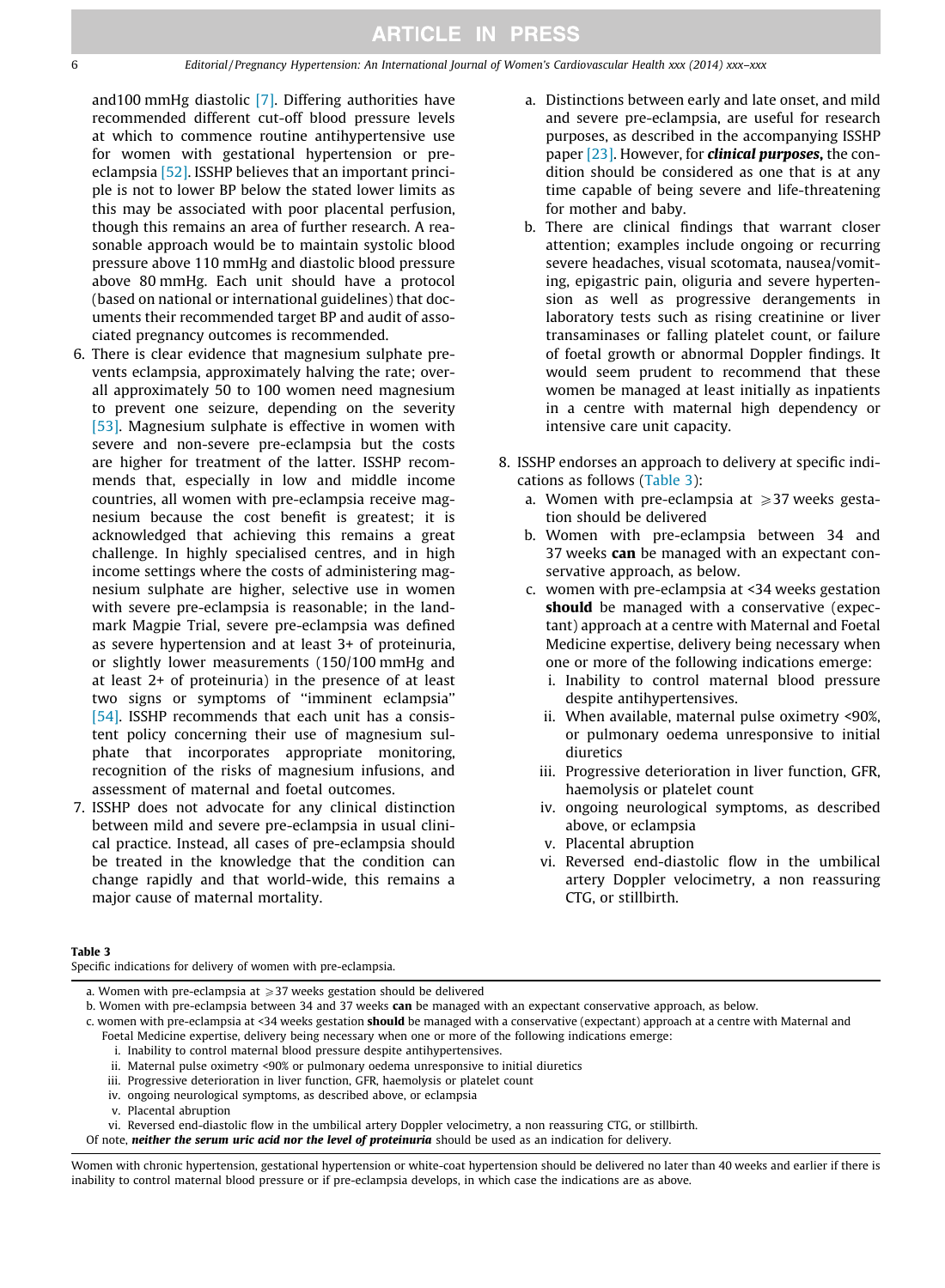and100 mmHg diastolic [7]. Differing authorities have recommended different cut-off blood pressure levels at which to commence routine antihypertensive use for women with gestational hypertension or pre-eclampsia [52]. ISSHP believes that an important principle is not to lower BP below the stated lower limits as this may be associated with poor placental perfusion, though this remains an area of further research. A reasonable approach would be to maintain systolic blood pressure above 110 mmHg and diastolic blood pressure above 80 mmHg. Each unit should have a protocol (based on national or international guidelines) that documents their recommended target BP and audit of associated pregnancy outcomes is recommended.

6. There is clear evidence that magnesium sulphate prevents eclampsia, approximately halving the rate; overall approximately 50 to 100 women need magnesium to prevent one seizure, depending on the severity [53]. Magnesium sulphate is effective in women with severe and non-severe pre-eclampsia but the costs are higher for treatment of the latter. ISSHP recommends that, especially in low and middle income countries, all women with pre-eclampsia receive magnesium because the cost benefit is greatest; it is acknowledged that achieving this remains a great challenge. In highly specialised centres, and in high income settings where the costs of administering magnesium sulphate are higher, selective use in women with severe pre-eclampsia is reasonable; in the landmark Magpie Trial, severe pre-eclampsia was defined as severe hypertension and at least 3+ of proteinuria, or slightly lower measurements (150/100 mmHg and at least 2+ of proteinuria) in the presence of at least two signs or symptoms of "imminent eclampsia" [54]. ISSHP recommends that each unit has a consistent policy concerning their use of magnesium sulphate that incorporates appropriate monitoring, recognition of the risks of magnesium infusions, and assessment of maternal and foetal outcomes.
7. ISSHP does not advocate for any clinical distinction between mild and severe pre-eclampsia in usual clinical practice. Instead, all cases of pre-eclampsia should be treated in the knowledge that the condition can change rapidly and that world-wide, this remains a major cause of maternal mortality.
   a. Distinctions between early and late onset, and mild and severe pre-eclampsia, are useful for research purposes, as described in the accompanying ISSHP paper [23]. However, for ***clinical purposes,*** the condition should be considered as one that is at any time capable of being severe and life-threatening for mother and baby.
   b. There are clinical findings that warrant closer attention; examples include ongoing or recurring severe headaches, visual scotomata, nausea/vomiting, epigastric pain, oliguria and severe hypertension as well as progressive derangements in laboratory tests such as rising creatinine or liver transaminases or falling platelet count, or failure of foetal growth or abnormal Doppler findings. It would seem prudent to recommend that these women be managed at least initially as inpatients in a centre with maternal high dependency or intensive care unit capacity.

8. ISSHP endorses an approach to delivery at specific indications as follows (Table 3):
   a. Women with pre-eclampsia at ⩾37 weeks gestation should be delivered
   b. Women with pre-eclampsia between 34 and 37 weeks **can** be managed with an expectant conservative approach, as below.
   c. women with pre-eclampsia at <34 weeks gestation **should** be managed with a conservative (expectant) approach at a centre with Maternal and Foetal Medicine expertise, delivery being necessary when one or more of the following indications emerge:
      i. Inability to control maternal blood pressure despite antihypertensives.
      ii. When available, maternal pulse oximetry <90%, or pulmonary oedema unresponsive to initial diuretics
      iii. Progressive deterioration in liver function, GFR, haemolysis or platelet count
      iv. ongoing neurological symptoms, as described above, or eclampsia
      v. Placental abruption
      vi. Reversed end-diastolic flow in the umbilical artery Doppler velocimetry, a non reassuring CTG, or stillbirth.

**Table 3**
Specific indications for delivery of women with pre-eclampsia.

a. Women with pre-eclampsia at ⩾37 weeks gestation should be delivered
b. Women with pre-eclampsia between 34 and 37 weeks **can** be managed with an expectant conservative approach, as below.
c. women with pre-eclampsia at <34 weeks gestation **should** be managed with a conservative (expectant) approach at a centre with Maternal and Foetal Medicine expertise, delivery being necessary when one or more of the following indications emerge:
   i. Inability to control maternal blood pressure despite antihypertensives.
   ii. Maternal pulse oximetry <90% or pulmonary oedema unresponsive to initial diuretics
   iii. Progressive deterioration in liver function, GFR, haemolysis or platelet count
   iv. ongoing neurological symptoms, as described above, or eclampsia
   v. Placental abruption
   vi. Reversed end-diastolic flow in the umbilical artery Doppler velocimetry, a non reassuring CTG, or stillbirth.

Of note, ***neither the serum uric acid nor the level of proteinuria*** should be used as an indication for delivery.

Women with chronic hypertension, gestational hypertension or white-coat hypertension should be delivered no later than 40 weeks and earlier if there is inability to control maternal blood pressure or if pre-eclampsia develops, in which case the indications are as above.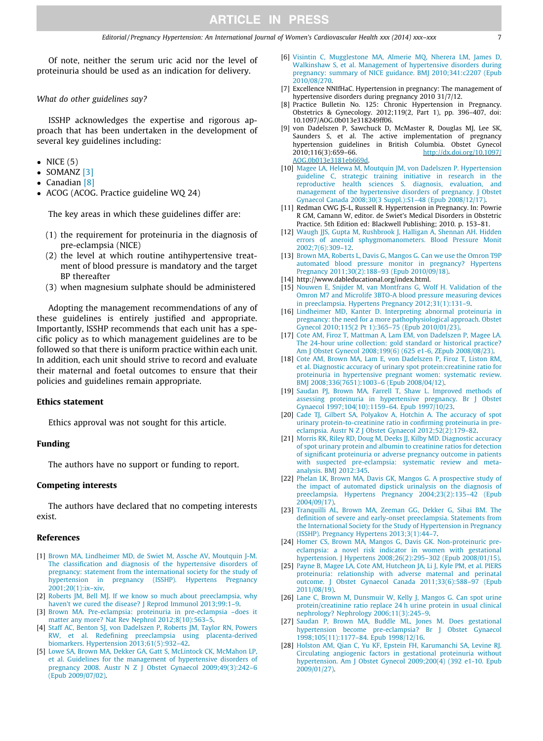Of note, neither the serum uric acid nor the level of proteinuria should be used as an indication for delivery.

*What do other guidelines say?*

ISSHP acknowledges the expertise and rigorous approach that has been undertaken in the development of several key guidelines including:

- NICE (5)
- SOMANZ [3]
- Canadian [8]
- ACOG (ACOG. Practice guideline WQ 24)

The key areas in which these guidelines differ are:

(1) the requirement for proteinuria in the diagnosis of pre-eclampsia (NICE)
(2) the level at which routine antihypertensive treatment of blood pressure is mandatory and the target BP thereafter
(3) when magnesium sulphate should be administered

Adopting the management recommendations of any of these guidelines is entirely justified and appropriate. Importantly, ISSHP recommends that each unit has a specific policy as to which management guidelines are to be followed so that there is uniform practice within each unit. In addition, each unit should strive to record and evaluate their maternal and foetal outcomes to ensure that their policies and guidelines remain appropriate.

## Ethics statement

Ethics approval was not sought for this article.

## Funding

The authors have no support or funding to report.

## Competing interests

The authors have declared that no competing interests exist.

## References

[1] Brown MA, Lindheimer MD, de Swiet M, Assche AV, Moutquin J-M. The classification and diagnosis of the hypertensive disorders of pregnancy: statement from the international society for the study of hypertension in pregnancy (ISSHP). Hypertens Pregnancy 2001;20(1):ix–xiv.

[2] Roberts JM, Bell MJ. If we know so much about preeclampsia, why haven't we cured the disease? J Reprod Immunol 2013;99:1–9.

[3] Brown MA. Pre-eclampsia: proteinuria in pre-eclampsia –does it matter any more? Nat Rev Nephrol 2012;8(10):563–5.

[4] Staff AC, Benton SJ, von Dadelszen P, Roberts JM, Taylor RN, Powers RW, et al. Redefining preeclampsia using placenta-derived biomarkers. Hypertension 2013;61(5):932–42.

[5] Lowe SA, Brown MA, Dekker GA, Gatt S, McLintock CK, McMahon LP, et al. Guidelines for the management of hypertensive disorders of pregnancy 2008. Austr N Z J Obstet Gynaecol 2009;49(3):242–6 (Epub 2009/07/02).

[6] Visintin C, Mugglestone MA, Almerie MQ, Nherera LM, James D, Walkinshaw S, et al. Management of hypertensive disorders during pregnancy: summary of NICE guidance. BMJ 2010;341:c2207 (Epub 2010/08/270.

[7] Excellence NNIfHaC. Hypertension in pregnancy: The management of hypertensive disorders during pregnancy 2010 31/7/12.

[8] Practice Bulletin No. 125: Chronic Hypertension in Pregnancy. Obstetrics & Gynecology. 2012;119(2, Part 1), pp. 396–407, doi: 10.1097/AOG.0b013e318249ff06.

[9] von Dadelszen P, Sawchuck D, McMaster R, Douglas MJ, Lee SK, Saunders S, et al. The active implementation of pregnancy hypertension guidelines in British Columbia. Obstet Gynecol 2010;116(3):659–66. http://dx.doi.org/10.1097/AOG.0b013e3181eb669d.

[10] Magee LA, Helewa M, Moutquin JM, von Dadelszen P. Hypertension guideline C, strategic training initiative in research in the reproductive health sciences S. diagnosis, evaluation, and management of the hypertensive disorders of pregnancy. J Obstet Gynaecol Canada 2008;30(3 Suppl.):S1–48 (Epub 2008/12/17).

[11] Redman CWG JS-L, Russell R. Hypertension in Pregnancy. In: Powrie R GM, Camann W, editor. de Swiet's Medical Disorders in Obstetric Practice. 5th Edition ed: Blackwell Publishing; 2010. p. 153–81.

[12] Waugh JJS, Gupta M, Rushbrook J, Halligan A, Shennan AH. Hidden errors of aneroid sphygmomanometers. Blood Pressure Monit 2002;7(6):309–12.

[13] Brown MA, Roberts L, Davis G, Mangos G. Can we use the Omron T9P automated blood pressure monitor in pregnancy? Hypertens Pregnancy 2011;30(2):188–93 (Epub 2010/09/18).

[14] http://www.dableducational.org/index.html.

[15] Nouwen E, Snijder M, van Montfrans G, Wolf H. Validation of the Omron M7 and Microlife 3BTO-A blood pressure measuring devices in preeclampsia. Hypertens Pregnancy 2012;31(1):131–9.

[16] Lindheimer MD, Kanter D. Interpreting abnormal proteinuria in pregnancy: the need for a more pathophysiological approach. Obstet Gynecol 2010;115(2 Pt 1):365–75 (Epub 2010/01/23).

[17] Cote AM, Firoz T, Mattman A, Lam EM, von Dadelszen P, Magee LA. The 24-hour urine collection: gold standard or historical practice? Am J Obstet Gynecol 2008;199(6) (625 e1-6, ZEpub 2008/08/23).

[18] Cote AM, Brown MA, Lam E, von Dadelszen P, Firoz T, Liston RM, et al. Diagnostic accuracy of urinary spot protein:creatinine ratio for proteinuria in hypertensive pregnant women: systematic review. BMJ 2008;336(7651):1003–6 (Epub 2008/04/12).

[19] Saudan PJ, Brown MA, Farrell T, Shaw L. Improved methods of assessing proteinuria in hypertensive pregnancy. Br J Obstet Gynaecol 1997;104(10):1159–64. Epub 1997/10/23.

[20] Cade TJ, Gilbert SA, Polyakov A, Hotchin A. The accuracy of spot urinary protein-to-creatinine ratio in confirming proteinuria in pre-eclampsia. Austr N Z J Obstet Gynaecol 2012;52(2):179–82.

[21] Morris RK, Riley RD, Doug M, Deeks JJ, Kilby MD. Diagnostic accuracy of spot urinary protein and albumin to creatinine ratios for detection of significant proteinuria or adverse pregnancy outcome in patients with suspected pre-eclampsia: systematic review and meta-analysis. BMJ 2012:345.

[22] Phelan LK, Brown MA, Davis GK, Mangos G. A prospective study of the impact of automated dipstick urinalysis on the diagnosis of preeclampsia. Hypertens Pregnancy 2004;23(2):135–42 (Epub 2004/09/17).

[23] Tranquilli AL, Brown MA, Zeeman GG, Dekker G, Sibai BM. The definition of severe and early-onset preeclampsia. Statements from the International Society for the Study of Hypertension in Pregnancy (ISSHP). Pregnancy Hypertens 2013;3(1):44–7.

[24] Homer CS, Brown MA, Mangos G, Davis GK. Non-proteinuric pre-eclampsia: a novel risk indicator in women with gestational hypertension. J Hypertens 2008;26(2):295–302 (Epub 2008/01/15).

[25] Payne B, Magee LA, Cote AM, Hutcheon JA, Li J, Kyle PM, et al. PIERS proteinuria: relationship with adverse maternal and perinatal outcome. J Obstet Gynaecol Canada 2011;33(6):588–97 (Epub 2011/08/19).

[26] Lane C, Brown M, Dunsmuir W, Kelly J, Mangos G. Can spot urine protein/creatinine ratio replace 24 h urine protein in usual clinical nephrology? Nephrology 2006;11(3):245–9.

[27] Saudan P, Brown MA, Buddle ML, Jones M. Does gestational hypertension become pre-eclampsia? Br J Obstet Gynaecol 1998;105(11):1177–84. Epub 1998/12/16.

[28] Holston AM, Qian C, Yu KF, Epstein FH, Karumanchi SA, Levine RJ. Circulating angiogenic factors in gestational proteinuria without hypertension. Am J Obstet Gynecol 2009;200(4) (392 e1-10. Epub 2009/01/27).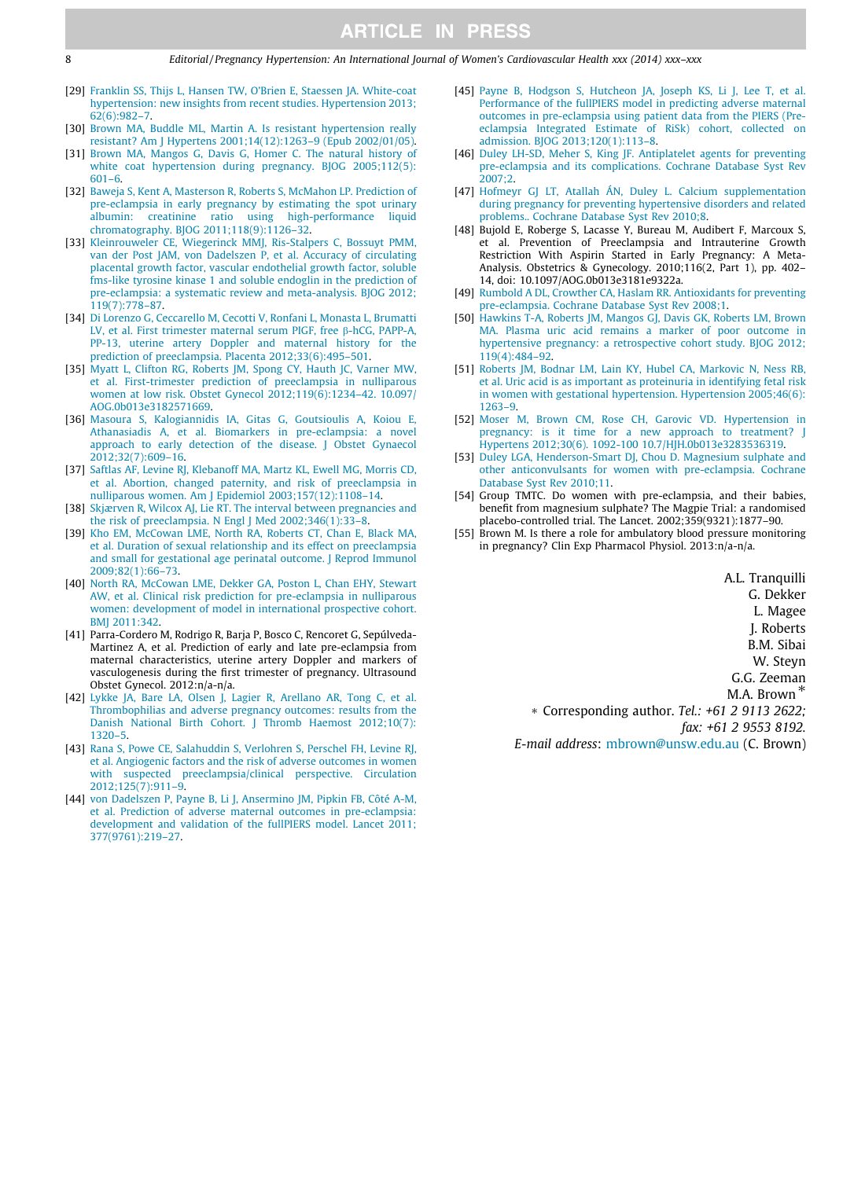[29] Franklin SS, Thijs L, Hansen TW, O'Brien E, Staessen JA. White-coat hypertension: new insights from recent studies. Hypertension 2013; 62(6):982–7.

[30] Brown MA, Buddle ML, Martin A. Is resistant hypertension really resistant? Am J Hypertens 2001;14(12):1263–9 (Epub 2002/01/05).

[31] Brown MA, Mangos G, Davis G, Homer C. The natural history of white coat hypertension during pregnancy. BJOG 2005;112(5): 601–6.

[32] Baweja S, Kent A, Masterson R, Roberts S, McMahon LP. Prediction of pre-eclampsia in early pregnancy by estimating the spot urinary albumin: creatinine ratio using high-performance liquid chromatography. BJOG 2011;118(9):1126–32.

[33] Kleinrouweler CE, Wiegerinck MMJ, Ris-Stalpers C, Bossuyt PMM, van der Post JAM, von Dadelszen P, et al. Accuracy of circulating placental growth factor, vascular endothelial growth factor, soluble fms-like tyrosine kinase 1 and soluble endoglin in the prediction of pre-eclampsia: a systematic review and meta-analysis. BJOG 2012; 119(7):778–87.

[34] Di Lorenzo G, Ceccarello M, Cecotti V, Ronfani L, Monasta L, Brumatti LV, et al. First trimester maternal serum PIGF, free β-hCG, PAPP-A, PP-13, uterine artery Doppler and maternal history for the prediction of preeclampsia. Placenta 2012;33(6):495–501.

[35] Myatt L, Clifton RG, Roberts JM, Spong CY, Hauth JC, Varner MW, et al. First-trimester prediction of preeclampsia in nulliparous women at low risk. Obstet Gynecol 2012;119(6):1234–42. 10.097/AOG.0b013e3182571669.

[36] Masoura S, Kalogiannidis IA, Gitas G, Goutsioulis A, Koiou E, Athanasiadis A, et al. Biomarkers in pre-eclampsia: a novel approach to early detection of the disease. J Obstet Gynaecol 2012;32(7):609–16.

[37] Saftlas AF, Levine RJ, Klebanoff MA, Martz KL, Ewell MG, Morris CD, et al. Abortion, changed paternity, and risk of preeclampsia in nulliparous women. Am J Epidemiol 2003;157(12):1108–14.

[38] Skjærven R, Wilcox AJ, Lie RT. The interval between pregnancies and the risk of preeclampsia. N Engl J Med 2002;346(1):33–8.

[39] Kho EM, McCowan LME, North RA, Roberts CT, Chan E, Black MA, et al. Duration of sexual relationship and its effect on preeclampsia and small for gestational age perinatal outcome. J Reprod Immunol 2009;82(1):66–73.

[40] North RA, McCowan LME, Dekker GA, Poston L, Chan EHY, Stewart AW, et al. Clinical risk prediction for pre-eclampsia in nulliparous women: development of model in international prospective cohort. BMJ 2011:342.

[41] Parra-Cordero M, Rodrigo R, Barja P, Bosco C, Rencoret G, Sepúlveda-Martinez A, et al. Prediction of early and late pre-eclampsia from maternal characteristics, uterine artery Doppler and markers of vasculogenesis during the first trimester of pregnancy. Ultrasound Obstet Gynecol. 2012:n/a-n/a.

[42] Lykke JA, Bare LA, Olsen J, Lagier R, Arellano AR, Tong C, et al. Thrombophilias and adverse pregnancy outcomes: results from the Danish National Birth Cohort. J Thromb Haemost 2012;10(7): 1320–5.

[43] Rana S, Powe CE, Salahuddin S, Verlohren S, Perschel FH, Levine RJ, et al. Angiogenic factors and the risk of adverse outcomes in women with suspected preeclampsia/clinical perspective. Circulation 2012;125(7):911–9.

[44] von Dadelszen P, Payne B, Li J, Ansermino JM, Pipkin FB, Côté A-M, et al. Prediction of adverse maternal outcomes in pre-eclampsia: development and validation of the fullPIERS model. Lancet 2011; 377(9761):219–27.

[45] Payne B, Hodgson S, Hutcheon JA, Joseph KS, Li J, Lee T, et al. Performance of the fullPIERS model in predicting adverse maternal outcomes in pre-eclampsia using patient data from the PIERS (Pre-eclampsia Integrated Estimate of RiSk) cohort, collected on admission. BJOG 2013;120(1):113–8.

[46] Duley LH-SD, Meher S, King JF. Antiplatelet agents for preventing pre-eclampsia and its complications. Cochrane Database Syst Rev 2007;2.

[47] Hofmeyr GJ LT, Atallah ÁN, Duley L. Calcium supplementation during pregnancy for preventing hypertensive disorders and related problems.. Cochrane Database Syst Rev 2010;8.

[48] Bujold E, Roberge S, Lacasse Y, Bureau M, Audibert F, Marcoux S, et al. Prevention of Preeclampsia and Intrauterine Growth Restriction With Aspirin Started in Early Pregnancy: A Meta-Analysis. Obstetrics & Gynecology. 2010;116(2, Part 1), pp. 402–14, doi: 10.1097/AOG.0b013e3181e9322a.

[49] Rumbold A DL, Crowther CA, Haslam RR. Antioxidants for preventing pre-eclampsia. Cochrane Database Syst Rev 2008;1.

[50] Hawkins T-A, Roberts JM, Mangos GJ, Davis GK, Roberts LM, Brown MA. Plasma uric acid remains a marker of poor outcome in hypertensive pregnancy: a retrospective cohort study. BJOG 2012; 119(4):484–92.

[51] Roberts JM, Bodnar LM, Lain KY, Hubel CA, Markovic N, Ness RB, et al. Uric acid is as important as proteinuria in identifying fetal risk in women with gestational hypertension. Hypertension 2005;46(6): 1263–9.

[52] Moser M, Brown CM, Rose CH, Garovic VD. Hypertension in pregnancy: is it time for a new approach to treatment? J Hypertens 2012;30(6). 1092-100 10.7/HJH.0b013e3283536319.

[53] Duley LGA, Henderson-Smart DJ, Chou D. Magnesium sulphate and other anticonvulsants for women with pre-eclampsia. Cochrane Database Syst Rev 2010;11.

[54] Group TMTC. Do women with pre-eclampsia, and their babies, benefit from magnesium sulphate? The Magpie Trial: a randomised placebo-controlled trial. The Lancet. 2002;359(9321):1877–90.

[55] Brown M. Is there a role for ambulatory blood pressure monitoring in pregnancy? Clin Exp Pharmacol Physiol. 2013:n/a-n/a.

A.L. Tranquilli
G. Dekker
L. Magee
J. Roberts
B.M. Sibai
W. Steyn
G.G. Zeeman
M.A. Brown*

\* Corresponding author. *Tel.: +61 2 9113 2622; fax: +61 2 9553 8192.*
*E-mail address*: mbrown@unsw.edu.au (C. Brown)